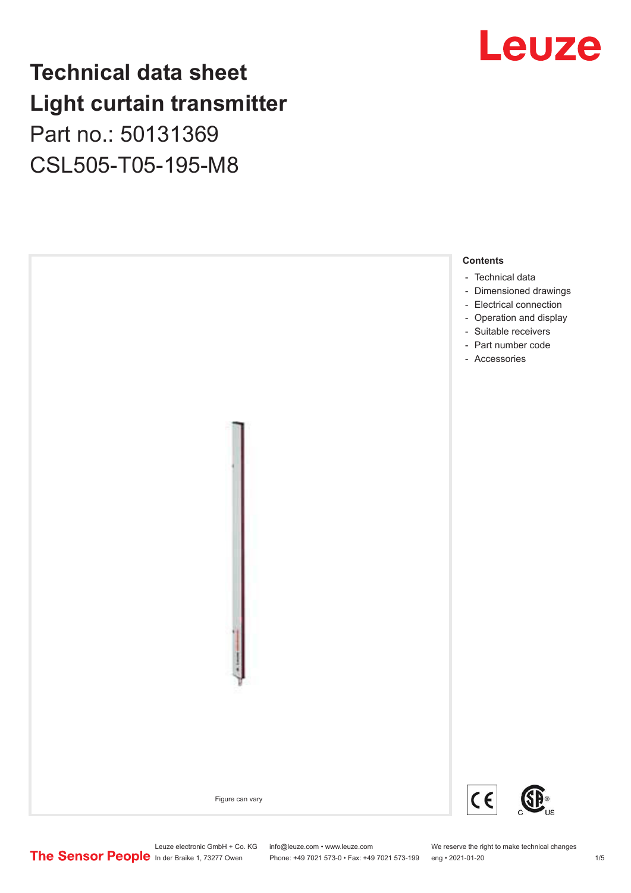# Technical data sheet
# Light curtain transmitter

Part no.: 50131369

CSL505-T05-195-M8

Figure can vary

**Contents**

- Technical data
- Dimensioned drawings
- Electrical connection
- Operation and display
- Suitable receivers
- Part number code
- Accessories

Leuze electronic GmbH + Co. KG
In der Braike 1, 73277 Owen

info@leuze.com • www.leuze.com
Phone: +49 7021 573-0 • Fax: +49 7021 573-199

We reserve the right to make technical changes
eng • 2021-01-20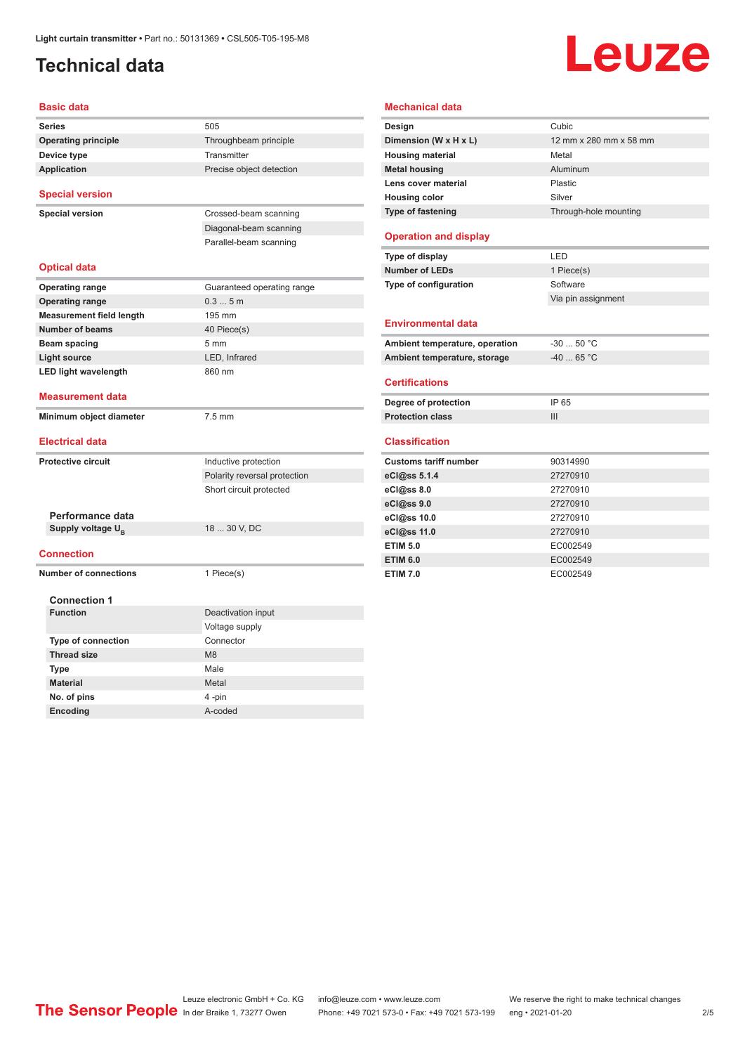# Technical data

## Basic data

| | |
|---|---|
| **Series** | 505 |
| **Operating principle** | Throughbeam principle |
| **Device type** | Transmitter |
| **Application** | Precise object detection |

## Special version

| | |
|---|---|
| **Special version** | Crossed-beam scanning |
| | Diagonal-beam scanning |
| | Parallel-beam scanning |

## Optical data

| | |
|---|---|
| **Operating range** | Guaranteed operating range |
| **Operating range** | 0.3 ... 5 m |
| **Measurement field length** | 195 mm |
| **Number of beams** | 40 Piece(s) |
| **Beam spacing** | 5 mm |
| **Light source** | LED, Infrared |
| **LED light wavelength** | 860 nm |

## Measurement data

| | |
|---|---|
| **Minimum object diameter** | 7.5 mm |

## Electrical data

| | |
|---|---|
| **Protective circuit** | Inductive protection |
| | Polarity reversal protection |
| | Short circuit protected |

### Performance data

| | |
|---|---|
| **Supply voltage $U_B$** | 18 ... 30 V, DC |

## Connection

| | |
|---|---|
| **Number of connections** | 1 Piece(s) |

### Connection 1

| | |
|---|---|
| **Function** | Deactivation input |
| | Voltage supply |
| **Type of connection** | Connector |
| **Thread size** | M8 |
| **Type** | Male |
| **Material** | Metal |
| **No. of pins** | 4 -pin |
| **Encoding** | A-coded |

## Mechanical data

| | |
|---|---|
| **Design** | Cubic |
| **Dimension (W x H x L)** | 12 mm x 280 mm x 58 mm |
| **Housing material** | Metal |
| **Metal housing** | Aluminum |
| **Lens cover material** | Plastic |
| **Housing color** | Silver |
| **Type of fastening** | Through-hole mounting |

## Operation and display

| | |
|---|---|
| **Type of display** | LED |
| **Number of LEDs** | 1 Piece(s) |
| **Type of configuration** | Software |
| | Via pin assignment |

## Environmental data

| | |
|---|---|
| **Ambient temperature, operation** | -30 ... 50 °C |
| **Ambient temperature, storage** | -40 ... 65 °C |

## Certifications

| | |
|---|---|
| **Degree of protection** | IP 65 |
| **Protection class** | III |

## Classification

| | |
|---|---|
| **Customs tariff number** | 90314990 |
| **eCl@ss 5.1.4** | 27270910 |
| **eCl@ss 8.0** | 27270910 |
| **eCl@ss 9.0** | 27270910 |
| **eCl@ss 10.0** | 27270910 |
| **eCl@ss 11.0** | 27270910 |
| **ETIM 5.0** | EC002549 |
| **ETIM 6.0** | EC002549 |
| **ETIM 7.0** | EC002549 |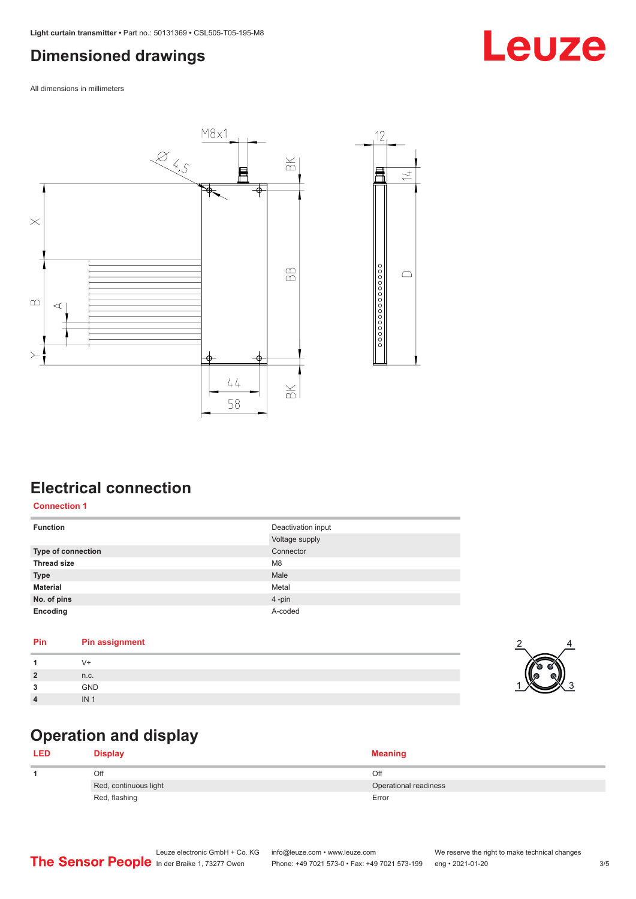## Dimensioned drawings

All dimensions in millimeters

## Electrical connection

**Connection 1**

| Function | Deactivation input |
|---|---|
| | Voltage supply |
| Type of connection | Connector |
| Thread size | M8 |
| Type | Male |
| Material | Metal |
| No. of pins | 4 -pin |
| Encoding | A-coded |

| Pin | Pin assignment |
|---|---|
| 1 | V+ |
| 2 | n.c. |
| 3 | GND |
| 4 | IN 1 |

## Operation and display

| LED | Display | Meaning |
|---|---|---|
| 1 | Off | Off |
| | Red, continuous light | Operational readiness |
| | Red, flashing | Error |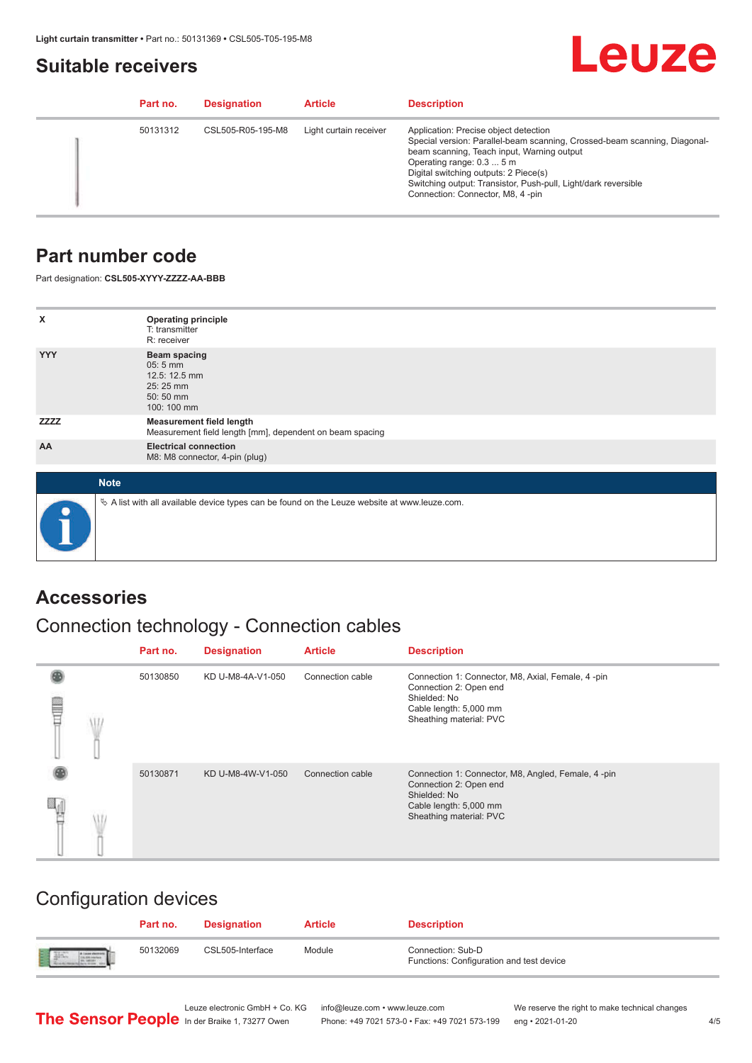## Suitable receivers

| Part no. | Designation | Article | Description |
|---|---|---|---|
| 50131312 | CSL505-R05-195-M8 | Light curtain receiver | Application: Precise object detection<br>Special version: Parallel-beam scanning, Crossed-beam scanning, Diagonal-beam scanning, Teach input, Warning output<br>Operating range: 0.3 ... 5 m<br>Digital switching outputs: 2 Piece(s)<br>Switching output: Transistor, Push-pull, Light/dark reversible<br>Connection: Connector, M8, 4 -pin |

## Part number code

Part designation: **CSL505-XYYY-ZZZZ-AA-BBB**

| | |
|---|---|
| X | **Operating principle**<br>T: transmitter<br>R: receiver |
| YYY | **Beam spacing**<br>05: 5 mm<br>12.5: 12.5 mm<br>25: 25 mm<br>50: 50 mm<br>100: 100 mm |
| ZZZZ | **Measurement field length**<br>Measurement field length [mm], dependent on beam spacing |
| AA | **Electrical connection**<br>M8: M8 connector, 4-pin (plug) |

**Note**

A list with all available device types can be found on the Leuze website at www.leuze.com.

## Accessories

### Connection technology - Connection cables

| Part no. | Designation | Article | Description |
|---|---|---|---|
| 50130850 | KD U-M8-4A-V1-050 | Connection cable | Connection 1: Connector, M8, Axial, Female, 4 -pin<br>Connection 2: Open end<br>Shielded: No<br>Cable length: 5,000 mm<br>Sheathing material: PVC |
| 50130871 | KD U-M8-4W-V1-050 | Connection cable | Connection 1: Connector, M8, Angled, Female, 4 -pin<br>Connection 2: Open end<br>Shielded: No<br>Cable length: 5,000 mm<br>Sheathing material: PVC |

### Configuration devices

| Part no. | Designation | Article | Description |
|---|---|---|---|
| 50132069 | CSL505-Interface | Module | Connection: Sub-D<br>Functions: Configuration and test device |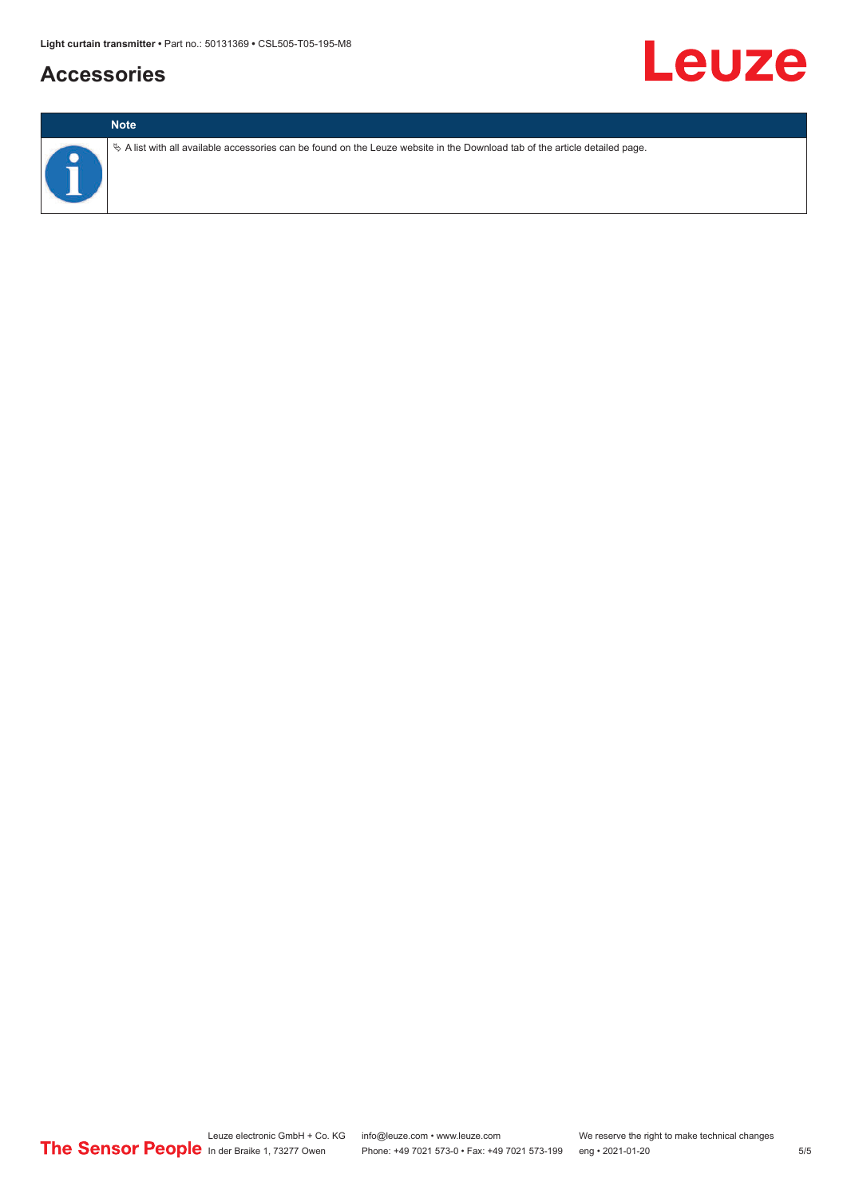## Accessories

| | Note |
| --- | --- |
| | ✎ A list with all available accessories can be found on the Leuze website in the Download tab of the article detailed page. |